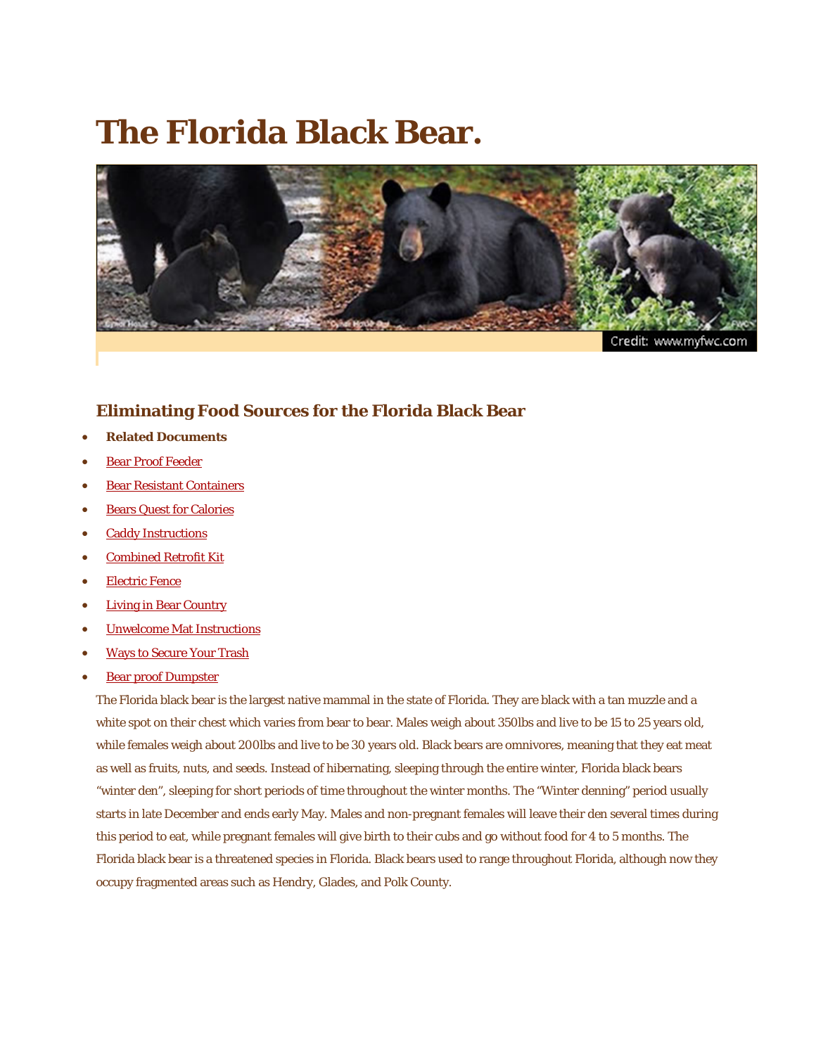# The Florida Black Bear.

Credit: www.myfwc.com

## Eliminating Food Sources for the Florida Black Bear

- **Related Documents**
- Bear Proof Feeder
- Bear Resistant Containers
- Bears Quest for Calories
- Caddy Instructions
- Combined Retrofit Kit
- Electric Fence
- Living in Bear Country
- Unwelcome Mat Instructions
- Ways to Secure Your Trash
- Bear proof Dumpster

The Florida black bear is the largest native mammal in the state of Florida. They are black with a tan muzzle and a white spot on their chest which varies from bear to bear. Males weigh about 350lbs and live to be 15 to 25 years old, while females weigh about 200lbs and live to be 30 years old. Black bears are omnivores, meaning that they eat meat as well as fruits, nuts, and seeds. Instead of hibernating, sleeping through the entire winter, Florida black bears "winter den", sleeping for short periods of time throughout the winter months. The "Winter denning" period usually starts in late December and ends early May. Males and non-pregnant females will leave their den several times during this period to eat, while pregnant females will give birth to their cubs and go without food for 4 to 5 months. The Florida black bear is a threatened species in Florida. Black bears used to range throughout Florida, although now they occupy fragmented areas such as Hendry, Glades, and Polk County.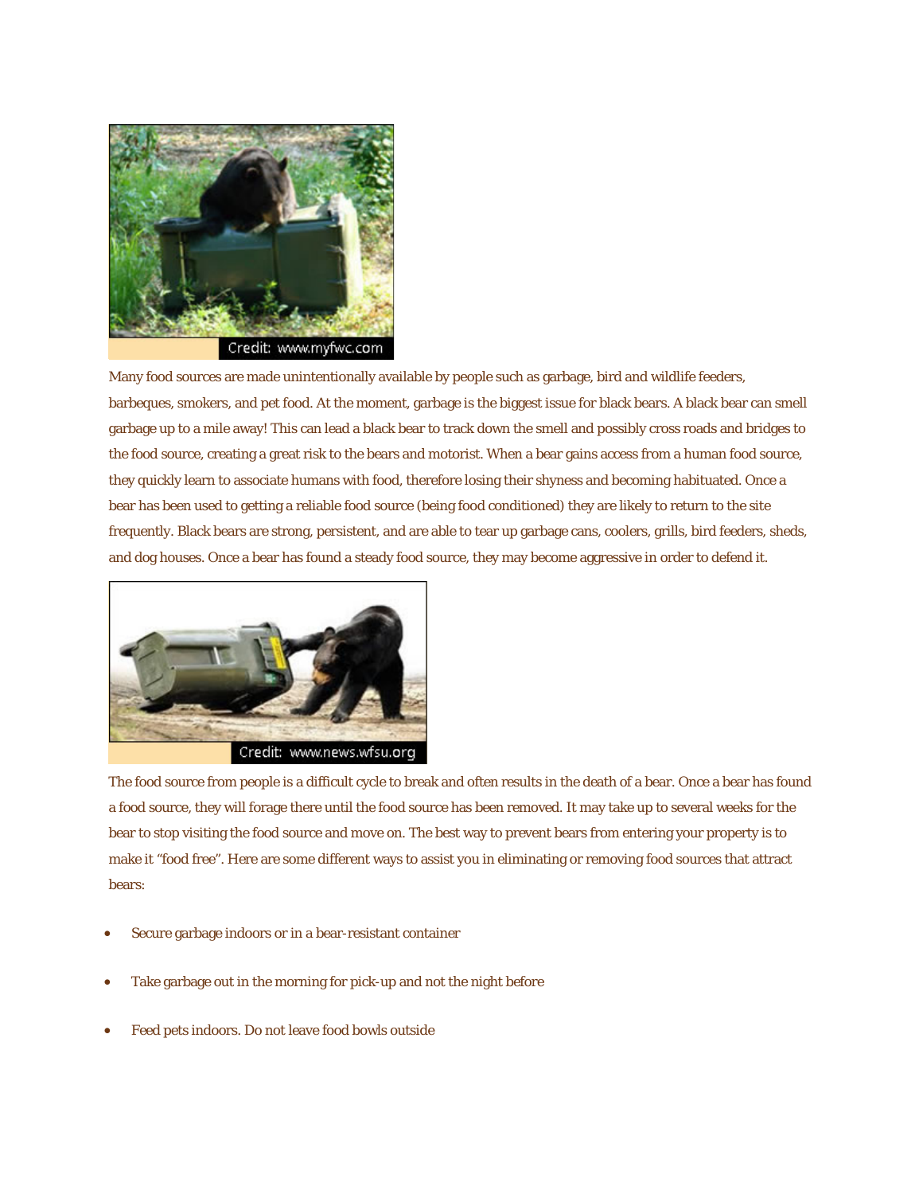Credit: www.myfwc.com

Many food sources are made unintentionally available by people such as garbage, bird and wildlife feeders, barbeques, smokers, and pet food. At the moment, garbage is the biggest issue for black bears. A black bear can smell garbage up to a mile away! This can lead a black bear to track down the smell and possibly cross roads and bridges to the food source, creating a great risk to the bears and motorist. When a bear gains access from a human food source, they quickly learn to associate humans with food, therefore losing their shyness and becoming habituated. Once a bear has been used to getting a reliable food source (being food conditioned) they are likely to return to the site frequently. Black bears are strong, persistent, and are able to tear up garbage cans, coolers, grills, bird feeders, sheds, and dog houses. Once a bear has found a steady food source, they may become aggressive in order to defend it.

Credit: www.news.wfsu.org

The food source from people is a difficult cycle to break and often results in the death of a bear. Once a bear has found a food source, they will forage there until the food source has been removed. It may take up to several weeks for the bear to stop visiting the food source and move on. The best way to prevent bears from entering your property is to make it "food free". Here are some different ways to assist you in eliminating or removing food sources that attract bears:

- Secure garbage indoors or in a bear-resistant container
- Take garbage out in the morning for pick-up and not the night before
- Feed pets indoors. Do not leave food bowls outside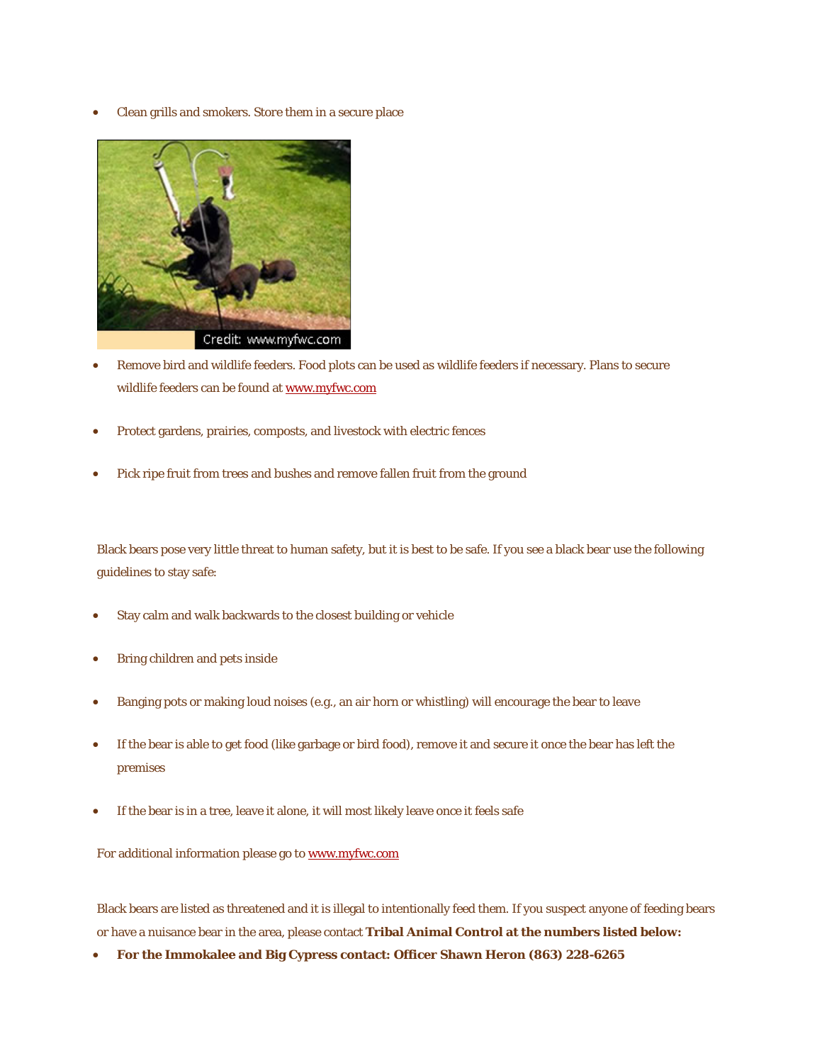- Clean grills and smokers. Store them in a secure place

Credit: www.myfwc.com

- Remove bird and wildlife feeders. Food plots can be used as wildlife feeders if necessary. Plans to secure wildlife feeders can be found at [www.myfwc.com](http://www.myfwc.com)
- Protect gardens, prairies, composts, and livestock with electric fences
- Pick ripe fruit from trees and bushes and remove fallen fruit from the ground

Black bears pose very little threat to human safety, but it is best to be safe. If you see a black bear use the following guidelines to stay safe:

- Stay calm and walk backwards to the closest building or vehicle
- Bring children and pets inside
- Banging pots or making loud noises (e.g., an air horn or whistling) will encourage the bear to leave
- If the bear is able to get food (like garbage or bird food), remove it and secure it once the bear has left the premises
- If the bear is in a tree, leave it alone, it will most likely leave once it feels safe

For additional information please go to [www.myfwc.com](http://www.myfwc.com)

Black bears are listed as threatened and it is illegal to intentionally feed them. If you suspect anyone of feeding bears or have a nuisance bear in the area, please contact **Tribal Animal Control at the numbers listed below:**

- **For the Immokalee and Big Cypress contact: Officer Shawn Heron (863) 228-6265**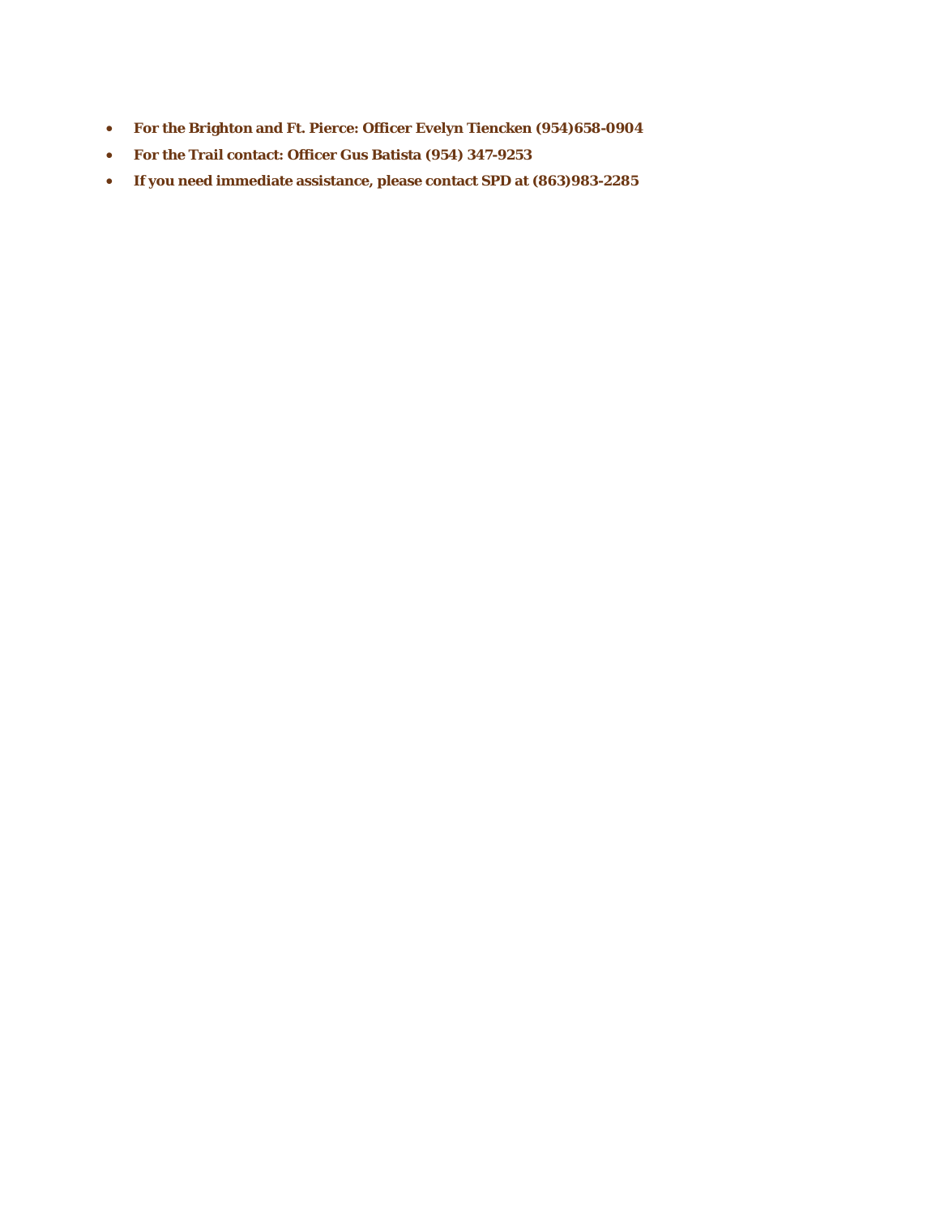- **For the Brighton and Ft. Pierce: Officer Evelyn Tiencken (954)658-0904**
- **For the Trail contact: Officer Gus Batista (954) 347-9253**
- **If you need immediate assistance, please contact SPD at (863)983-2285**